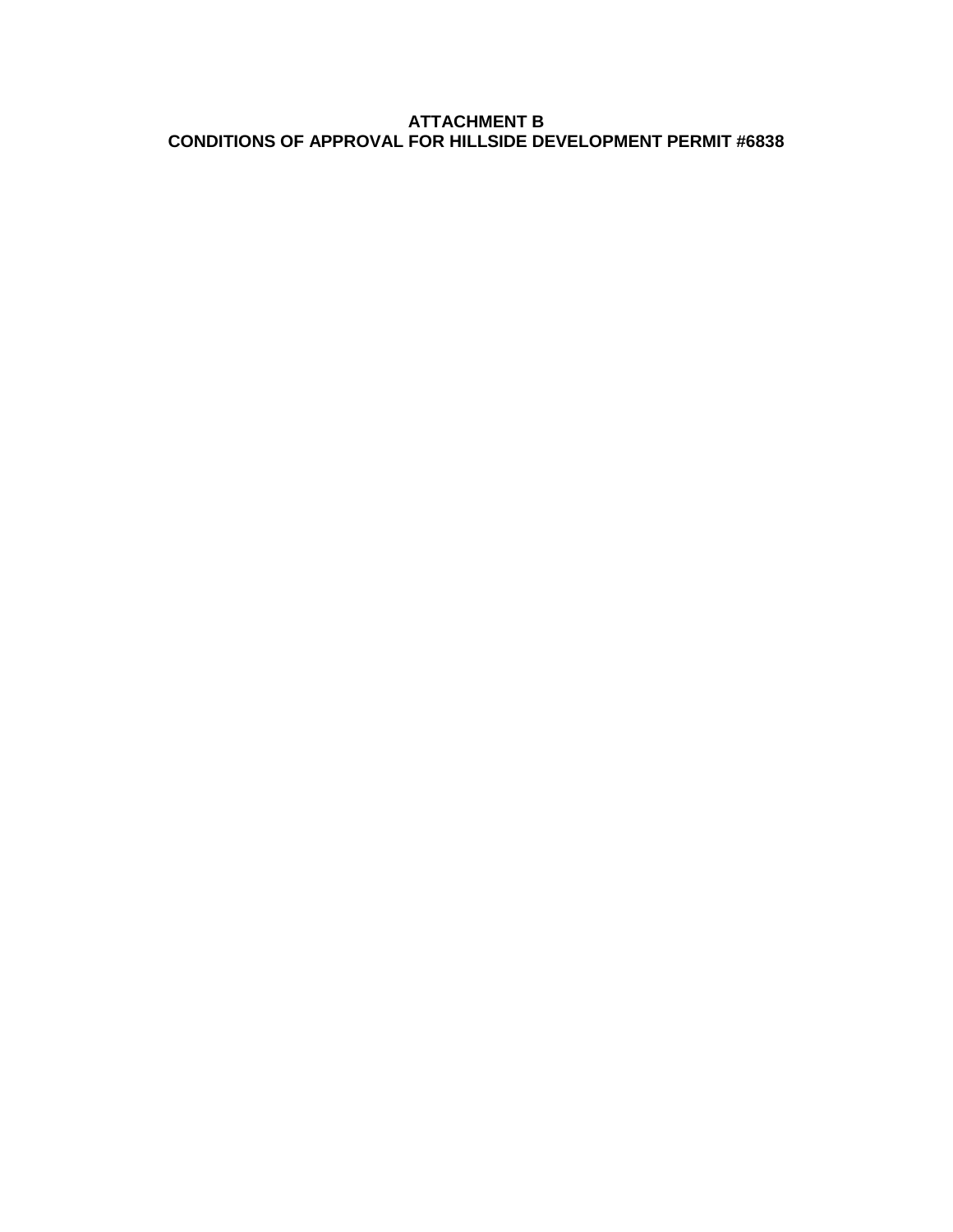# ATTACHMENT B
# CONDITIONS OF APPROVAL FOR HILLSIDE DEVELOPMENT PERMIT #6838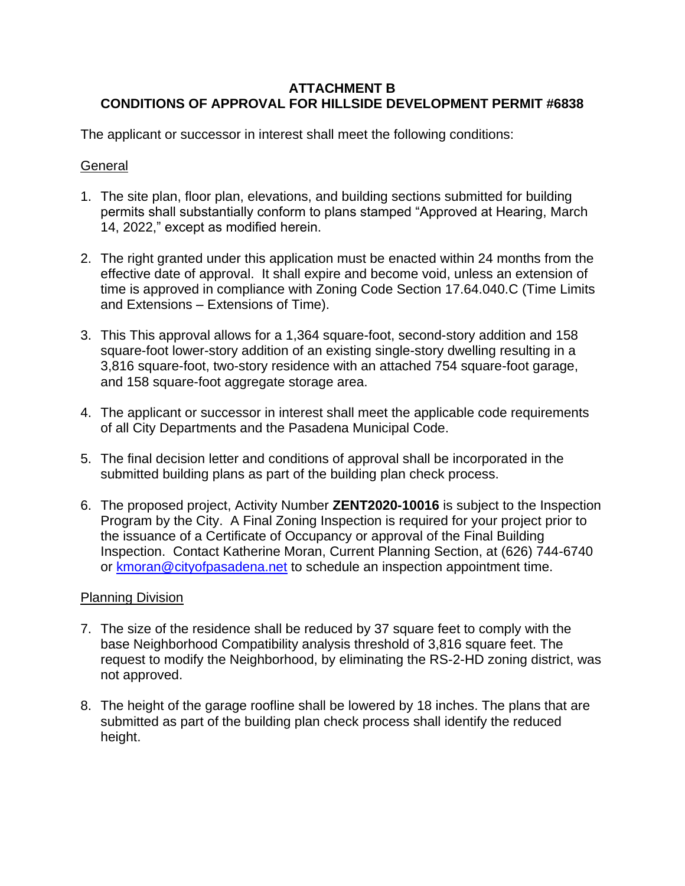# ATTACHMENT B
# CONDITIONS OF APPROVAL FOR HILLSIDE DEVELOPMENT PERMIT #6838

The applicant or successor in interest shall meet the following conditions:

<u>General</u>

1. The site plan, floor plan, elevations, and building sections submitted for building permits shall substantially conform to plans stamped "Approved at Hearing, March 14, 2022," except as modified herein.

2. The right granted under this application must be enacted within 24 months from the effective date of approval. It shall expire and become void, unless an extension of time is approved in compliance with Zoning Code Section 17.64.040.C (Time Limits and Extensions – Extensions of Time).

3. This This approval allows for a 1,364 square-foot, second-story addition and 158 square-foot lower-story addition of an existing single-story dwelling resulting in a 3,816 square-foot, two-story residence with an attached 754 square-foot garage, and 158 square-foot aggregate storage area.

4. The applicant or successor in interest shall meet the applicable code requirements of all City Departments and the Pasadena Municipal Code.

5. The final decision letter and conditions of approval shall be incorporated in the submitted building plans as part of the building plan check process.

6. The proposed project, Activity Number **ZENT2020-10016** is subject to the Inspection Program by the City. A Final Zoning Inspection is required for your project prior to the issuance of a Certificate of Occupancy or approval of the Final Building Inspection. Contact Katherine Moran, Current Planning Section, at (626) 744-6740 or kmoran@cityofpasadena.net to schedule an inspection appointment time.

<u>Planning Division</u>

7. The size of the residence shall be reduced by 37 square feet to comply with the base Neighborhood Compatibility analysis threshold of 3,816 square feet. The request to modify the Neighborhood, by eliminating the RS-2-HD zoning district, was not approved.

8. The height of the garage roofline shall be lowered by 18 inches. The plans that are submitted as part of the building plan check process shall identify the reduced height.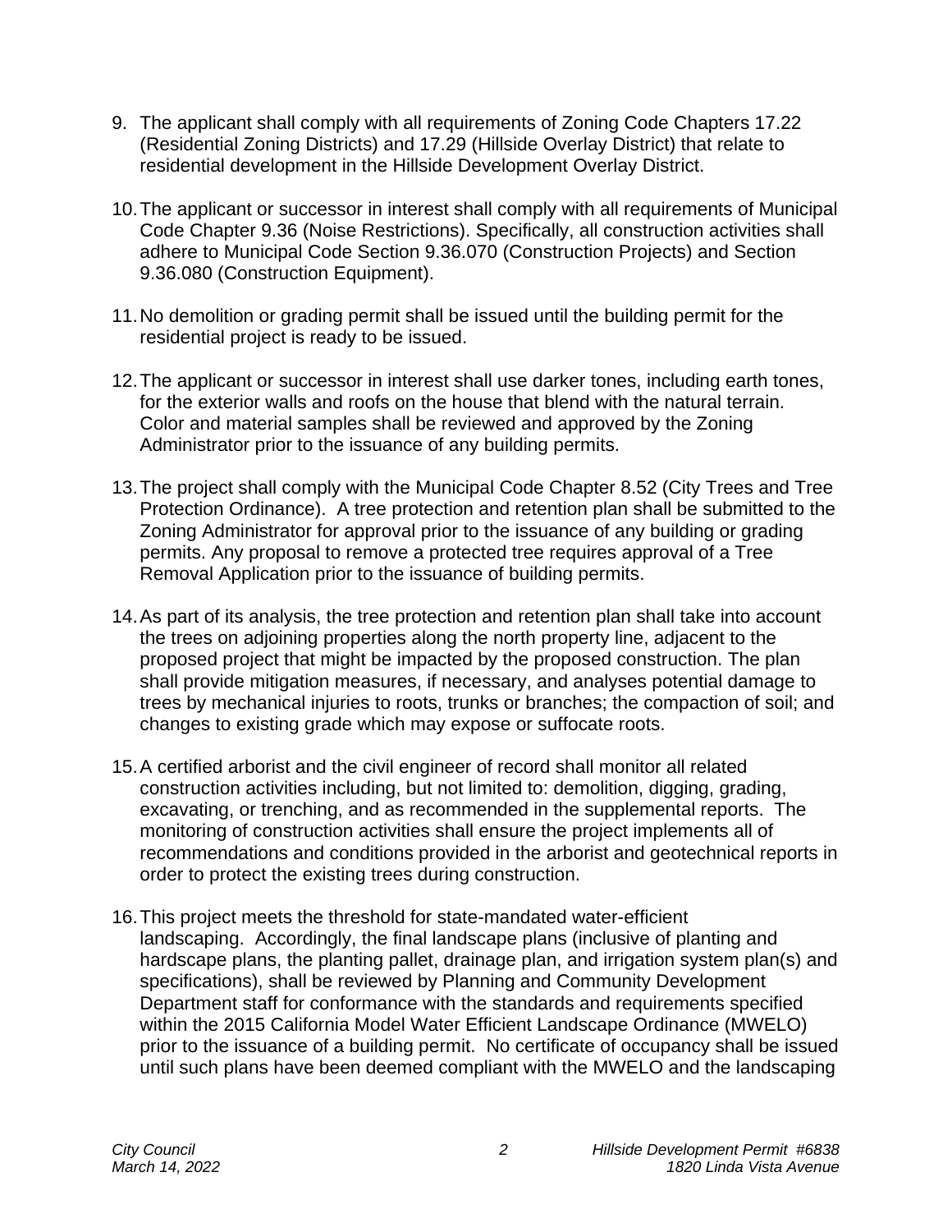9. The applicant shall comply with all requirements of Zoning Code Chapters 17.22 (Residential Zoning Districts) and 17.29 (Hillside Overlay District) that relate to residential development in the Hillside Development Overlay District.

10. The applicant or successor in interest shall comply with all requirements of Municipal Code Chapter 9.36 (Noise Restrictions). Specifically, all construction activities shall adhere to Municipal Code Section 9.36.070 (Construction Projects) and Section 9.36.080 (Construction Equipment).

11. No demolition or grading permit shall be issued until the building permit for the residential project is ready to be issued.

12. The applicant or successor in interest shall use darker tones, including earth tones, for the exterior walls and roofs on the house that blend with the natural terrain. Color and material samples shall be reviewed and approved by the Zoning Administrator prior to the issuance of any building permits.

13. The project shall comply with the Municipal Code Chapter 8.52 (City Trees and Tree Protection Ordinance). A tree protection and retention plan shall be submitted to the Zoning Administrator for approval prior to the issuance of any building or grading permits. Any proposal to remove a protected tree requires approval of a Tree Removal Application prior to the issuance of building permits.

14. As part of its analysis, the tree protection and retention plan shall take into account the trees on adjoining properties along the north property line, adjacent to the proposed project that might be impacted by the proposed construction. The plan shall provide mitigation measures, if necessary, and analyses potential damage to trees by mechanical injuries to roots, trunks or branches; the compaction of soil; and changes to existing grade which may expose or suffocate roots.

15. A certified arborist and the civil engineer of record shall monitor all related construction activities including, but not limited to: demolition, digging, grading, excavating, or trenching, and as recommended in the supplemental reports. The monitoring of construction activities shall ensure the project implements all of recommendations and conditions provided in the arborist and geotechnical reports in order to protect the existing trees during construction.

16. This project meets the threshold for state-mandated water-efficient landscaping. Accordingly, the final landscape plans (inclusive of planting and hardscape plans, the planting pallet, drainage plan, and irrigation system plan(s) and specifications), shall be reviewed by Planning and Community Development Department staff for conformance with the standards and requirements specified within the 2015 California Model Water Efficient Landscape Ordinance (MWELO) prior to the issuance of a building permit. No certificate of occupancy shall be issued until such plans have been deemed compliant with the MWELO and the landscaping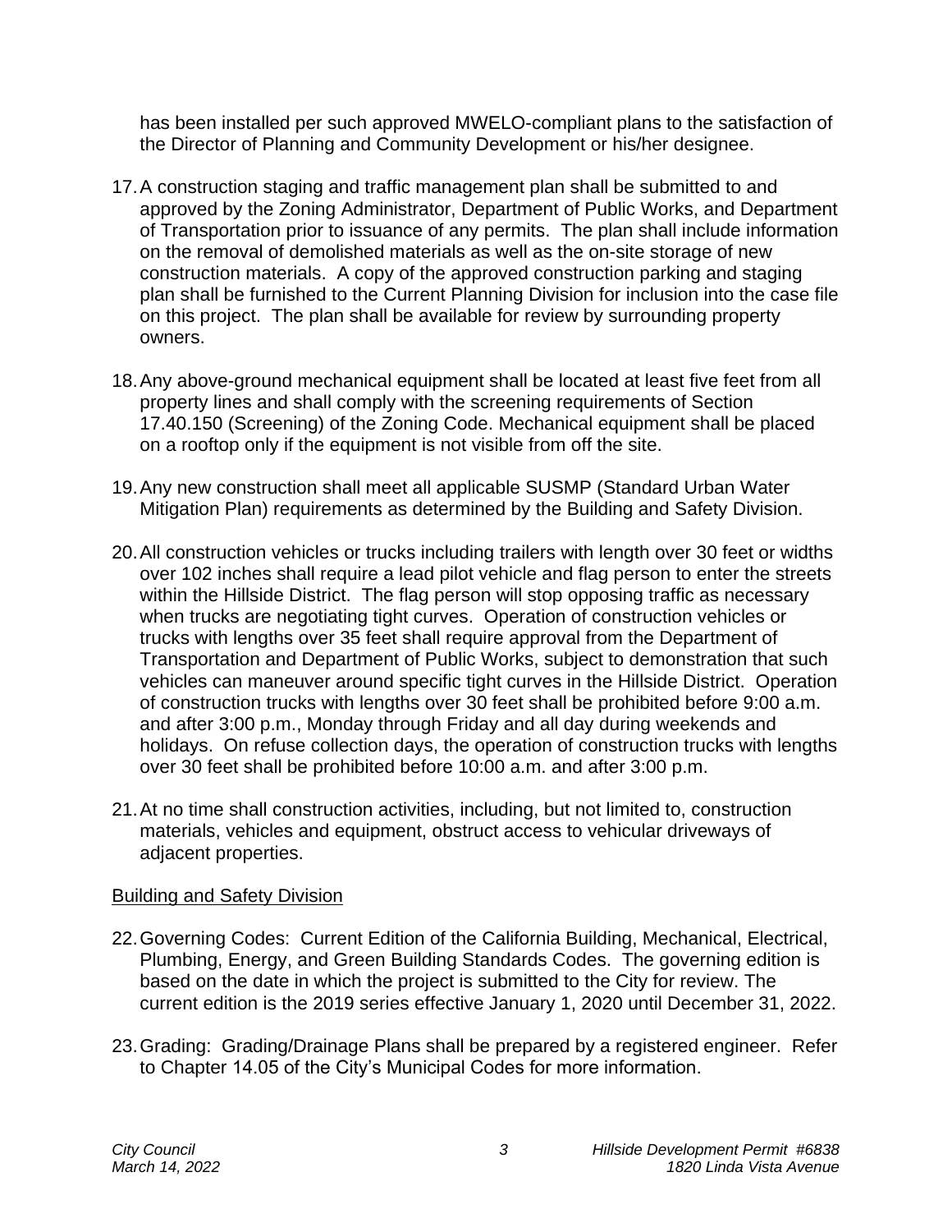has been installed per such approved MWELO-compliant plans to the satisfaction of the Director of Planning and Community Development or his/her designee.

17. A construction staging and traffic management plan shall be submitted to and approved by the Zoning Administrator, Department of Public Works, and Department of Transportation prior to issuance of any permits. The plan shall include information on the removal of demolished materials as well as the on-site storage of new construction materials. A copy of the approved construction parking and staging plan shall be furnished to the Current Planning Division for inclusion into the case file on this project. The plan shall be available for review by surrounding property owners.

18. Any above-ground mechanical equipment shall be located at least five feet from all property lines and shall comply with the screening requirements of Section 17.40.150 (Screening) of the Zoning Code. Mechanical equipment shall be placed on a rooftop only if the equipment is not visible from off the site.

19. Any new construction shall meet all applicable SUSMP (Standard Urban Water Mitigation Plan) requirements as determined by the Building and Safety Division.

20. All construction vehicles or trucks including trailers with length over 30 feet or widths over 102 inches shall require a lead pilot vehicle and flag person to enter the streets within the Hillside District. The flag person will stop opposing traffic as necessary when trucks are negotiating tight curves. Operation of construction vehicles or trucks with lengths over 35 feet shall require approval from the Department of Transportation and Department of Public Works, subject to demonstration that such vehicles can maneuver around specific tight curves in the Hillside District. Operation of construction trucks with lengths over 30 feet shall be prohibited before 9:00 a.m. and after 3:00 p.m., Monday through Friday and all day during weekends and holidays. On refuse collection days, the operation of construction trucks with lengths over 30 feet shall be prohibited before 10:00 a.m. and after 3:00 p.m.

21. At no time shall construction activities, including, but not limited to, construction materials, vehicles and equipment, obstruct access to vehicular driveways of adjacent properties.

Building and Safety Division

22. Governing Codes: Current Edition of the California Building, Mechanical, Electrical, Plumbing, Energy, and Green Building Standards Codes. The governing edition is based on the date in which the project is submitted to the City for review. The current edition is the 2019 series effective January 1, 2020 until December 31, 2022.

23. Grading: Grading/Drainage Plans shall be prepared by a registered engineer. Refer to Chapter 14.05 of the City's Municipal Codes for more information.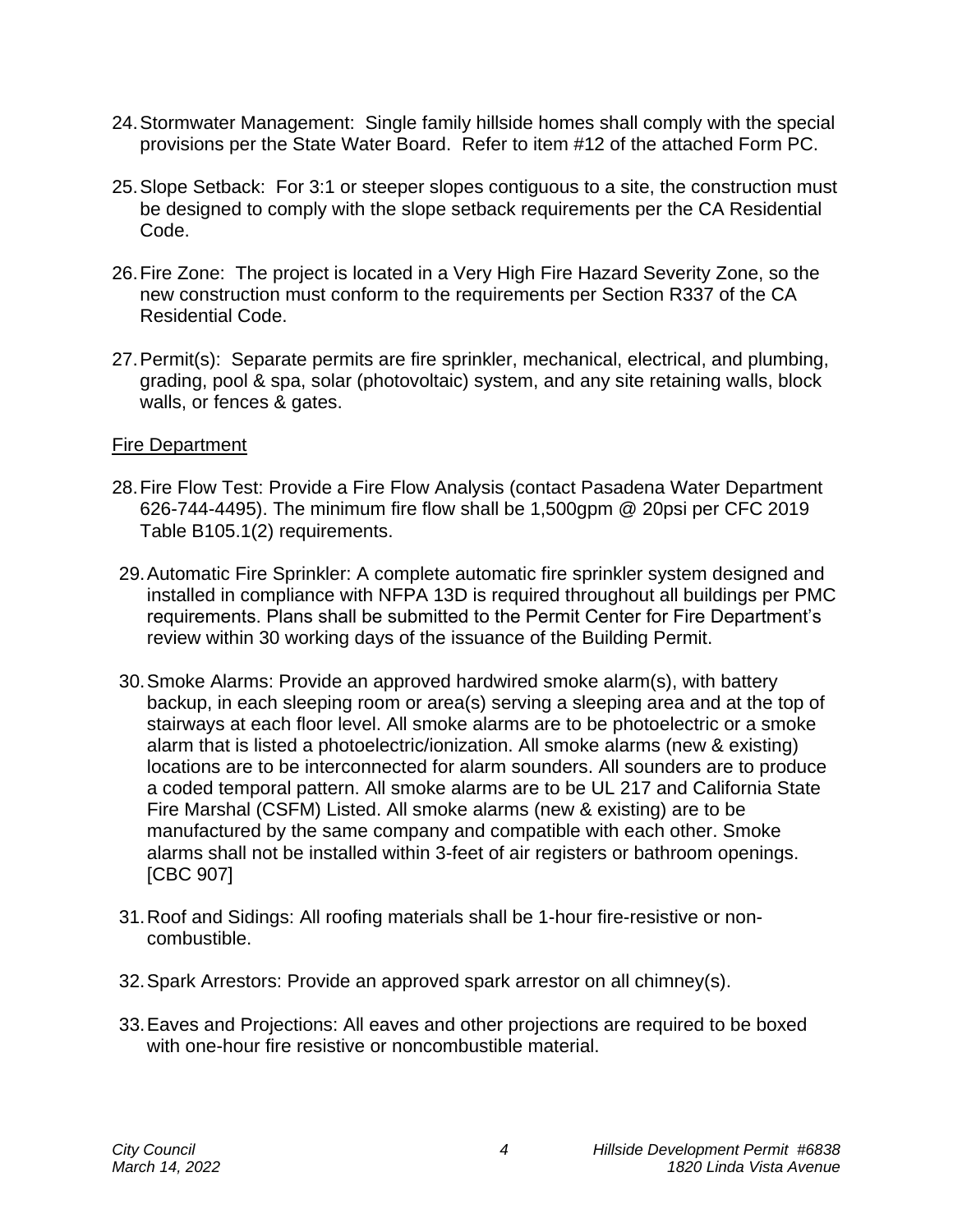24. Stormwater Management: Single family hillside homes shall comply with the special provisions per the State Water Board. Refer to item #12 of the attached Form PC.

25. Slope Setback: For 3:1 or steeper slopes contiguous to a site, the construction must be designed to comply with the slope setback requirements per the CA Residential Code.

26. Fire Zone: The project is located in a Very High Fire Hazard Severity Zone, so the new construction must conform to the requirements per Section R337 of the CA Residential Code.

27. Permit(s): Separate permits are fire sprinkler, mechanical, electrical, and plumbing, grading, pool & spa, solar (photovoltaic) system, and any site retaining walls, block walls, or fences & gates.

<u>Fire Department</u>

28. Fire Flow Test: Provide a Fire Flow Analysis (contact Pasadena Water Department 626-744-4495). The minimum fire flow shall be 1,500gpm @ 20psi per CFC 2019 Table B105.1(2) requirements.

29. Automatic Fire Sprinkler: A complete automatic fire sprinkler system designed and installed in compliance with NFPA 13D is required throughout all buildings per PMC requirements. Plans shall be submitted to the Permit Center for Fire Department's review within 30 working days of the issuance of the Building Permit.

30. Smoke Alarms: Provide an approved hardwired smoke alarm(s), with battery backup, in each sleeping room or area(s) serving a sleeping area and at the top of stairways at each floor level. All smoke alarms are to be photoelectric or a smoke alarm that is listed a photoelectric/ionization. All smoke alarms (new & existing) locations are to be interconnected for alarm sounders. All sounders are to produce a coded temporal pattern. All smoke alarms are to be UL 217 and California State Fire Marshal (CSFM) Listed. All smoke alarms (new & existing) are to be manufactured by the same company and compatible with each other. Smoke alarms shall not be installed within 3-feet of air registers or bathroom openings. [CBC 907]

31. Roof and Sidings: All roofing materials shall be 1-hour fire-resistive or non-combustible.

32. Spark Arrestors: Provide an approved spark arrestor on all chimney(s).

33. Eaves and Projections: All eaves and other projections are required to be boxed with one-hour fire resistive or noncombustible material.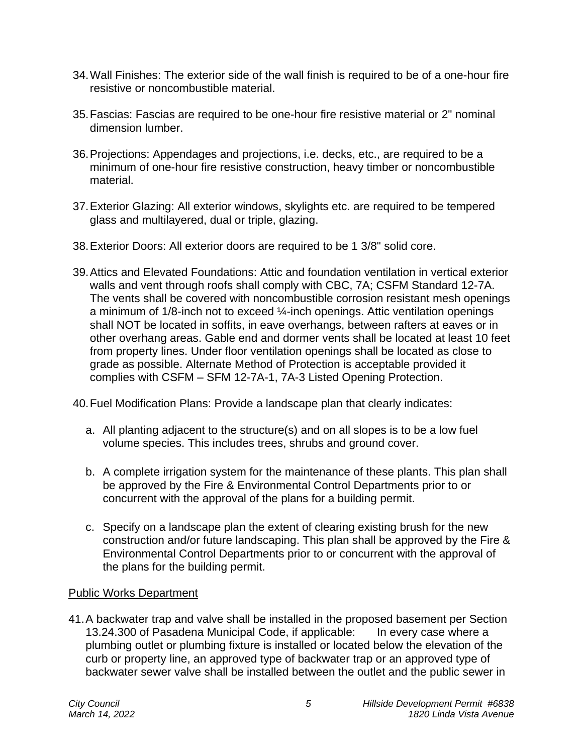34. Wall Finishes: The exterior side of the wall finish is required to be of a one-hour fire resistive or noncombustible material.

35. Fascias: Fascias are required to be one-hour fire resistive material or 2" nominal dimension lumber.

36. Projections: Appendages and projections, i.e. decks, etc., are required to be a minimum of one-hour fire resistive construction, heavy timber or noncombustible material.

37. Exterior Glazing: All exterior windows, skylights etc. are required to be tempered glass and multilayered, dual or triple, glazing.

38. Exterior Doors: All exterior doors are required to be 1 3/8" solid core.

39. Attics and Elevated Foundations: Attic and foundation ventilation in vertical exterior walls and vent through roofs shall comply with CBC, 7A; CSFM Standard 12-7A. The vents shall be covered with noncombustible corrosion resistant mesh openings a minimum of 1/8-inch not to exceed ¼-inch openings. Attic ventilation openings shall NOT be located in soffits, in eave overhangs, between rafters at eaves or in other overhang areas. Gable end and dormer vents shall be located at least 10 feet from property lines. Under floor ventilation openings shall be located as close to grade as possible. Alternate Method of Protection is acceptable provided it complies with CSFM – SFM 12-7A-1, 7A-3 Listed Opening Protection.

40. Fuel Modification Plans: Provide a landscape plan that clearly indicates:

    a. All planting adjacent to the structure(s) and on all slopes is to be a low fuel volume species. This includes trees, shrubs and ground cover.

    b. A complete irrigation system for the maintenance of these plants. This plan shall be approved by the Fire & Environmental Control Departments prior to or concurrent with the approval of the plans for a building permit.

    c. Specify on a landscape plan the extent of clearing existing brush for the new construction and/or future landscaping. This plan shall be approved by the Fire & Environmental Control Departments prior to or concurrent with the approval of the plans for the building permit.

<u>Public Works Department</u>

41. A backwater trap and valve shall be installed in the proposed basement per Section 13.24.300 of Pasadena Municipal Code, if applicable: In every case where a plumbing outlet or plumbing fixture is installed or located below the elevation of the curb or property line, an approved type of backwater trap or an approved type of backwater sewer valve shall be installed between the outlet and the public sewer in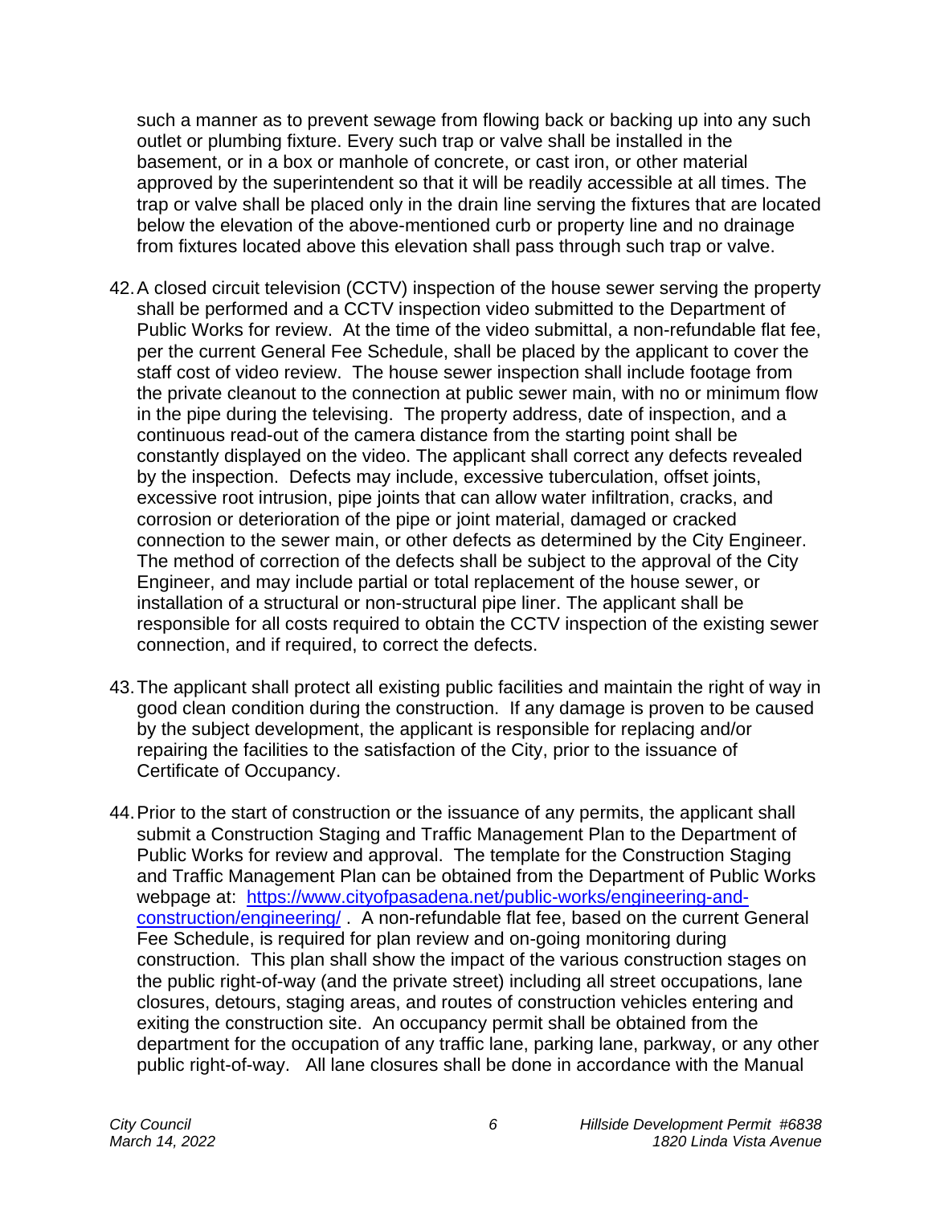such a manner as to prevent sewage from flowing back or backing up into any such outlet or plumbing fixture. Every such trap or valve shall be installed in the basement, or in a box or manhole of concrete, or cast iron, or other material approved by the superintendent so that it will be readily accessible at all times. The trap or valve shall be placed only in the drain line serving the fixtures that are located below the elevation of the above-mentioned curb or property line and no drainage from fixtures located above this elevation shall pass through such trap or valve.

42. A closed circuit television (CCTV) inspection of the house sewer serving the property shall be performed and a CCTV inspection video submitted to the Department of Public Works for review. At the time of the video submittal, a non-refundable flat fee, per the current General Fee Schedule, shall be placed by the applicant to cover the staff cost of video review. The house sewer inspection shall include footage from the private cleanout to the connection at public sewer main, with no or minimum flow in the pipe during the televising. The property address, date of inspection, and a continuous read-out of the camera distance from the starting point shall be constantly displayed on the video. The applicant shall correct any defects revealed by the inspection. Defects may include, excessive tuberculation, offset joints, excessive root intrusion, pipe joints that can allow water infiltration, cracks, and corrosion or deterioration of the pipe or joint material, damaged or cracked connection to the sewer main, or other defects as determined by the City Engineer. The method of correction of the defects shall be subject to the approval of the City Engineer, and may include partial or total replacement of the house sewer, or installation of a structural or non-structural pipe liner. The applicant shall be responsible for all costs required to obtain the CCTV inspection of the existing sewer connection, and if required, to correct the defects.

43. The applicant shall protect all existing public facilities and maintain the right of way in good clean condition during the construction. If any damage is proven to be caused by the subject development, the applicant is responsible for replacing and/or repairing the facilities to the satisfaction of the City, prior to the issuance of Certificate of Occupancy.

44. Prior to the start of construction or the issuance of any permits, the applicant shall submit a Construction Staging and Traffic Management Plan to the Department of Public Works for review and approval. The template for the Construction Staging and Traffic Management Plan can be obtained from the Department of Public Works webpage at: [https://www.cityofpasadena.net/public-works/engineering-and-construction/engineering/](https://www.cityofpasadena.net/public-works/engineering-and-construction/engineering/) . A non-refundable flat fee, based on the current General Fee Schedule, is required for plan review and on-going monitoring during construction. This plan shall show the impact of the various construction stages on the public right-of-way (and the private street) including all street occupations, lane closures, detours, staging areas, and routes of construction vehicles entering and exiting the construction site. An occupancy permit shall be obtained from the department for the occupation of any traffic lane, parking lane, parkway, or any other public right-of-way. All lane closures shall be done in accordance with the Manual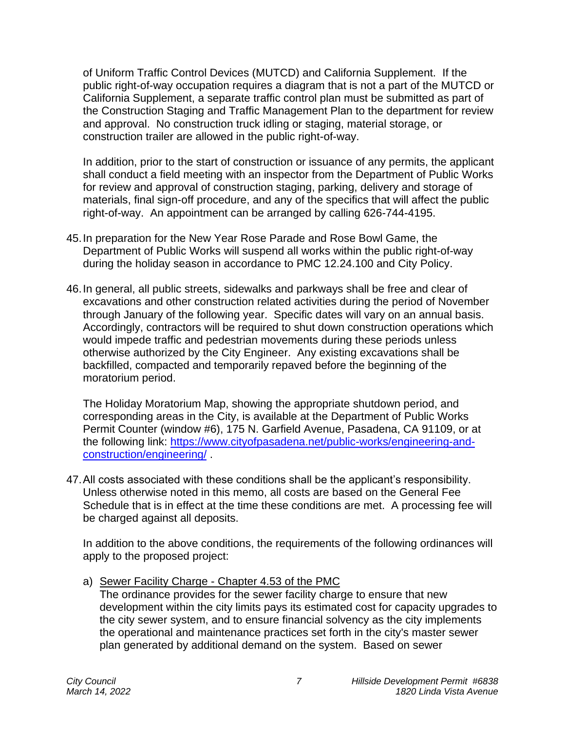of Uniform Traffic Control Devices (MUTCD) and California Supplement. If the public right-of-way occupation requires a diagram that is not a part of the MUTCD or California Supplement, a separate traffic control plan must be submitted as part of the Construction Staging and Traffic Management Plan to the department for review and approval. No construction truck idling or staging, material storage, or construction trailer are allowed in the public right-of-way.

In addition, prior to the start of construction or issuance of any permits, the applicant shall conduct a field meeting with an inspector from the Department of Public Works for review and approval of construction staging, parking, delivery and storage of materials, final sign-off procedure, and any of the specifics that will affect the public right-of-way. An appointment can be arranged by calling 626-744-4195.

45. In preparation for the New Year Rose Parade and Rose Bowl Game, the Department of Public Works will suspend all works within the public right-of-way during the holiday season in accordance to PMC 12.24.100 and City Policy.

46. In general, all public streets, sidewalks and parkways shall be free and clear of excavations and other construction related activities during the period of November through January of the following year. Specific dates will vary on an annual basis. Accordingly, contractors will be required to shut down construction operations which would impede traffic and pedestrian movements during these periods unless otherwise authorized by the City Engineer. Any existing excavations shall be backfilled, compacted and temporarily repaved before the beginning of the moratorium period.

    The Holiday Moratorium Map, showing the appropriate shutdown period, and corresponding areas in the City, is available at the Department of Public Works Permit Counter (window #6), 175 N. Garfield Avenue, Pasadena, CA 91109, or at the following link: [https://www.cityofpasadena.net/public-works/engineering-and-construction/engineering/](https://www.cityofpasadena.net/public-works/engineering-and-construction/engineering/) .

47. All costs associated with these conditions shall be the applicant's responsibility. Unless otherwise noted in this memo, all costs are based on the General Fee Schedule that is in effect at the time these conditions are met. A processing fee will be charged against all deposits.

    In addition to the above conditions, the requirements of the following ordinances will apply to the proposed project:

    a) <u>Sewer Facility Charge - Chapter 4.53 of the PMC</u>
    The ordinance provides for the sewer facility charge to ensure that new development within the city limits pays its estimated cost for capacity upgrades to the city sewer system, and to ensure financial solvency as the city implements the operational and maintenance practices set forth in the city's master sewer plan generated by additional demand on the system. Based on sewer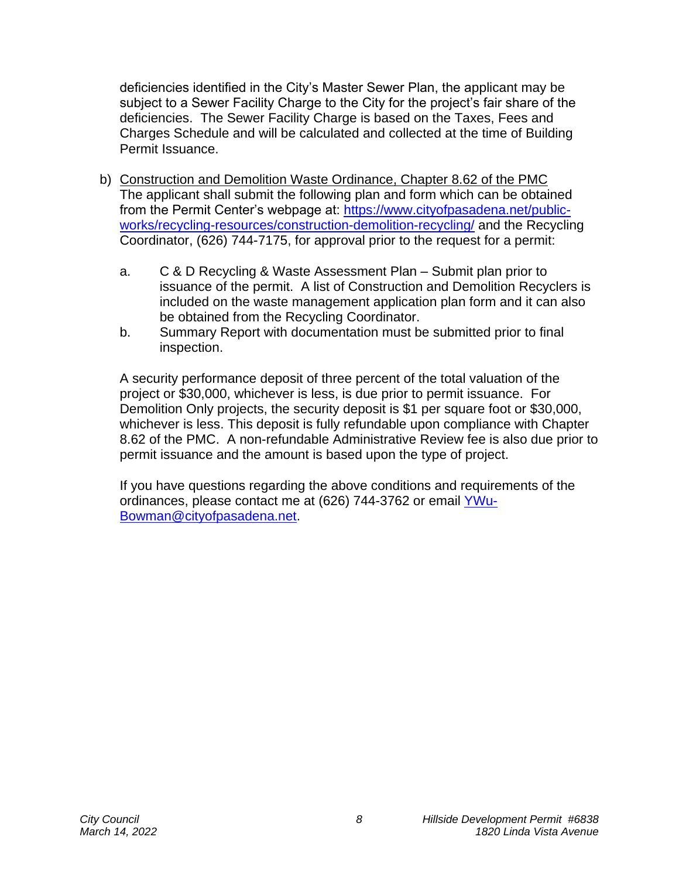deficiencies identified in the City's Master Sewer Plan, the applicant may be subject to a Sewer Facility Charge to the City for the project's fair share of the deficiencies. The Sewer Facility Charge is based on the Taxes, Fees and Charges Schedule and will be calculated and collected at the time of Building Permit Issuance.

b) Construction and Demolition Waste Ordinance, Chapter 8.62 of the PMC
The applicant shall submit the following plan and form which can be obtained from the Permit Center's webpage at: https://www.cityofpasadena.net/public-works/recycling-resources/construction-demolition-recycling/ and the Recycling Coordinator, (626) 744-7175, for approval prior to the request for a permit:

   a. C & D Recycling & Waste Assessment Plan – Submit plan prior to issuance of the permit. A list of Construction and Demolition Recyclers is included on the waste management application plan form and it can also be obtained from the Recycling Coordinator.
   b. Summary Report with documentation must be submitted prior to final inspection.

A security performance deposit of three percent of the total valuation of the project or $30,000, whichever is less, is due prior to permit issuance. For Demolition Only projects, the security deposit is $1 per square foot or $30,000, whichever is less. This deposit is fully refundable upon compliance with Chapter 8.62 of the PMC. A non-refundable Administrative Review fee is also due prior to permit issuance and the amount is based upon the type of project.

If you have questions regarding the above conditions and requirements of the ordinances, please contact me at (626) 744-3762 or email YWu-Bowman@cityofpasadena.net.